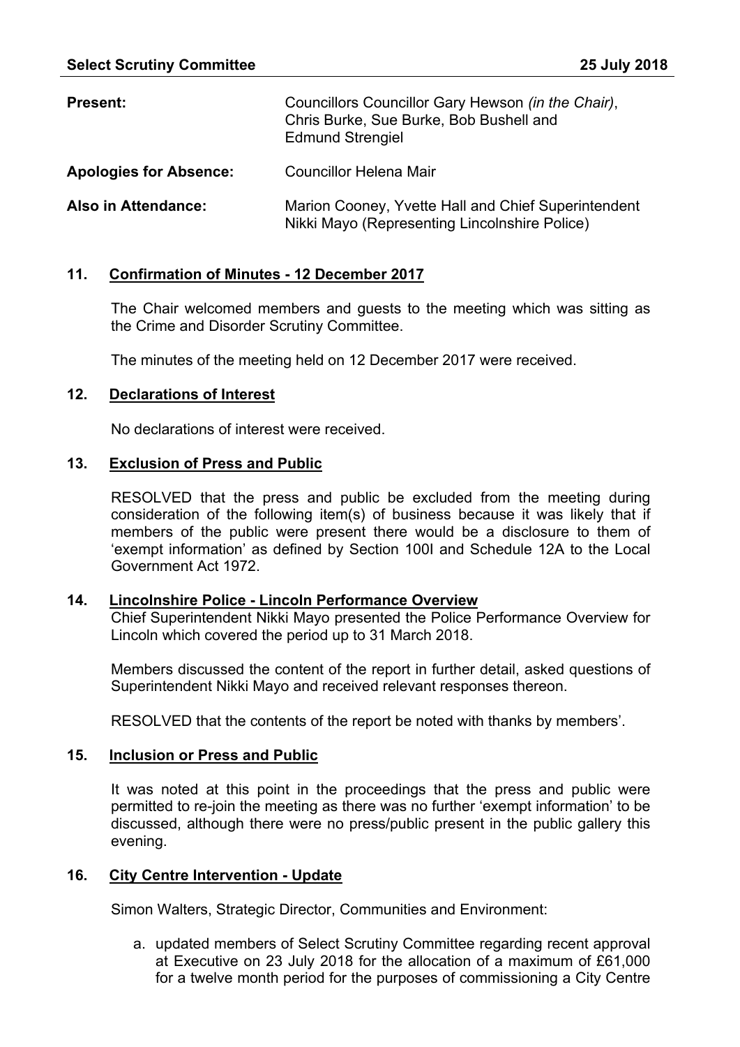**Select Scrutiny Committee** **25 July 2018**

| | |
|---|---|
| **Present:** | Councillors Councillor Gary Hewson *(in the Chair)*, Chris Burke, Sue Burke, Bob Bushell and Edmund Strengiel |
| **Apologies for Absence:** | Councillor Helena Mair |
| **Also in Attendance:** | Marion Cooney, Yvette Hall and Chief Superintendent Nikki Mayo (Representing Lincolnshire Police) |

## 11. Confirmation of Minutes - 12 December 2017

The Chair welcomed members and guests to the meeting which was sitting as the Crime and Disorder Scrutiny Committee.

The minutes of the meeting held on 12 December 2017 were received.

## 12. Declarations of Interest

No declarations of interest were received.

## 13. Exclusion of Press and Public

RESOLVED that the press and public be excluded from the meeting during consideration of the following item(s) of business because it was likely that if members of the public were present there would be a disclosure to them of 'exempt information' as defined by Section 100I and Schedule 12A to the Local Government Act 1972.

## 14. Lincolnshire Police - Lincoln Performance Overview

Chief Superintendent Nikki Mayo presented the Police Performance Overview for Lincoln which covered the period up to 31 March 2018.

Members discussed the content of the report in further detail, asked questions of Superintendent Nikki Mayo and received relevant responses thereon.

RESOLVED that the contents of the report be noted with thanks by members'.

## 15. Inclusion or Press and Public

It was noted at this point in the proceedings that the press and public were permitted to re-join the meeting as there was no further 'exempt information' to be discussed, although there were no press/public present in the public gallery this evening.

## 16. City Centre Intervention - Update

Simon Walters, Strategic Director, Communities and Environment:

a. updated members of Select Scrutiny Committee regarding recent approval at Executive on 23 July 2018 for the allocation of a maximum of £61,000 for a twelve month period for the purposes of commissioning a City Centre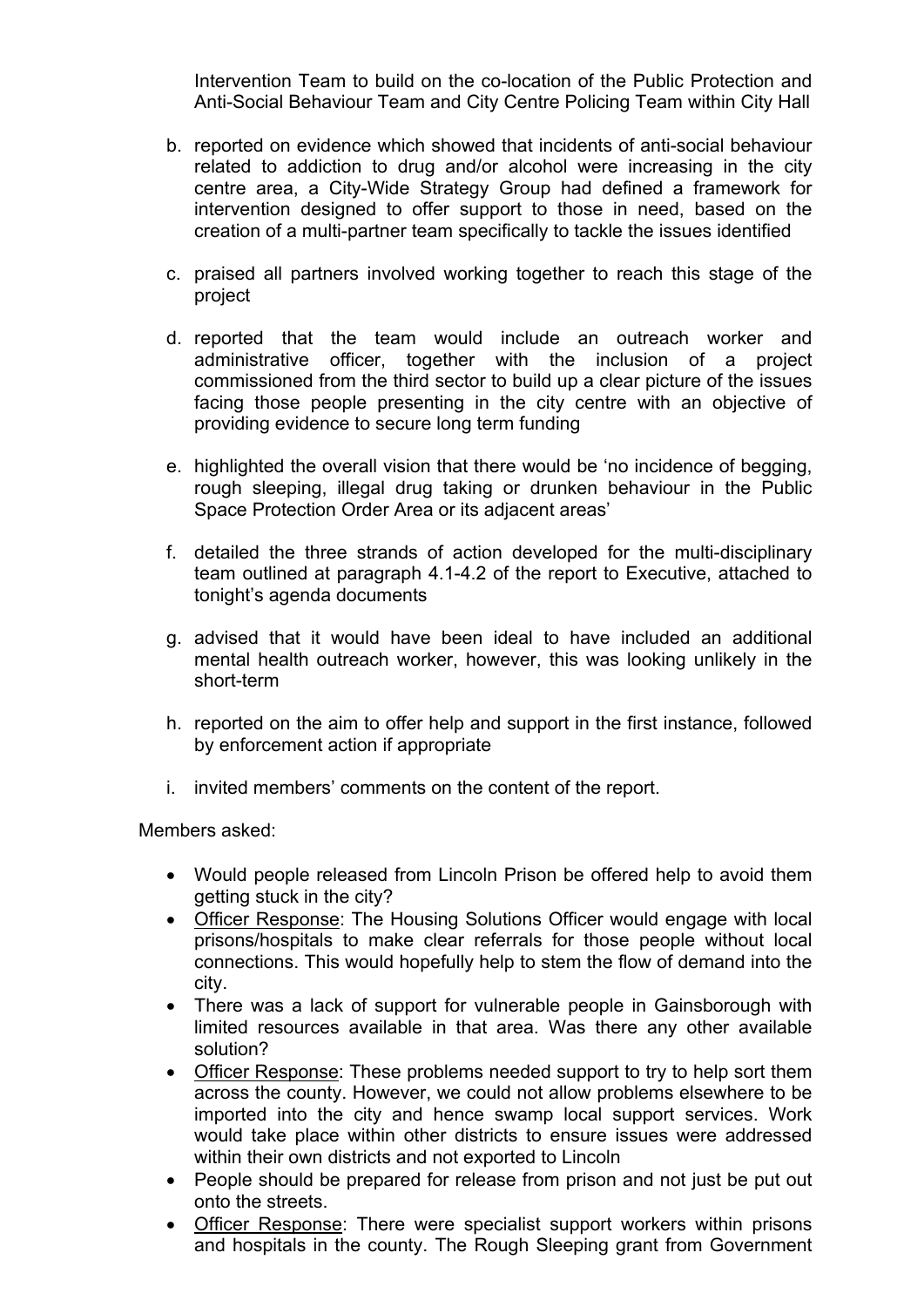Intervention Team to build on the co-location of the Public Protection and Anti-Social Behaviour Team and City Centre Policing Team within City Hall

b. reported on evidence which showed that incidents of anti-social behaviour related to addiction to drug and/or alcohol were increasing in the city centre area, a City-Wide Strategy Group had defined a framework for intervention designed to offer support to those in need, based on the creation of a multi-partner team specifically to tackle the issues identified

c. praised all partners involved working together to reach this stage of the project

d. reported that the team would include an outreach worker and administrative officer, together with the inclusion of a project commissioned from the third sector to build up a clear picture of the issues facing those people presenting in the city centre with an objective of providing evidence to secure long term funding

e. highlighted the overall vision that there would be 'no incidence of begging, rough sleeping, illegal drug taking or drunken behaviour in the Public Space Protection Order Area or its adjacent areas'

f. detailed the three strands of action developed for the multi-disciplinary team outlined at paragraph 4.1-4.2 of the report to Executive, attached to tonight's agenda documents

g. advised that it would have been ideal to have included an additional mental health outreach worker, however, this was looking unlikely in the short-term

h. reported on the aim to offer help and support in the first instance, followed by enforcement action if appropriate

i. invited members' comments on the content of the report.

Members asked:

- Would people released from Lincoln Prison be offered help to avoid them getting stuck in the city?
- Officer Response: The Housing Solutions Officer would engage with local prisons/hospitals to make clear referrals for those people without local connections. This would hopefully help to stem the flow of demand into the city.
- There was a lack of support for vulnerable people in Gainsborough with limited resources available in that area. Was there any other available solution?
- Officer Response: These problems needed support to try to help sort them across the county. However, we could not allow problems elsewhere to be imported into the city and hence swamp local support services. Work would take place within other districts to ensure issues were addressed within their own districts and not exported to Lincoln
- People should be prepared for release from prison and not just be put out onto the streets.
- Officer Response: There were specialist support workers within prisons and hospitals in the county. The Rough Sleeping grant from Government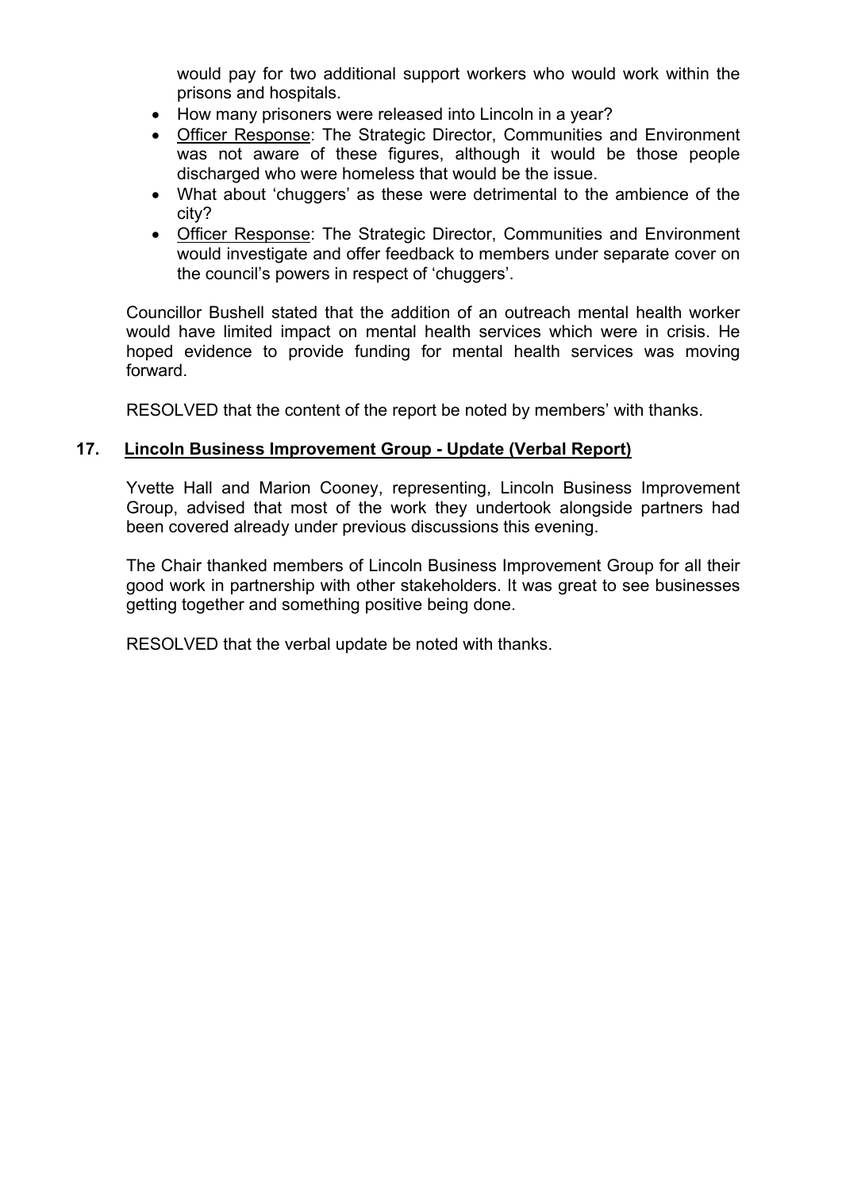would pay for two additional support workers who would work within the prisons and hospitals.

- How many prisoners were released into Lincoln in a year?
- Officer Response: The Strategic Director, Communities and Environment was not aware of these figures, although it would be those people discharged who were homeless that would be the issue.
- What about 'chuggers' as these were detrimental to the ambience of the city?
- Officer Response: The Strategic Director, Communities and Environment would investigate and offer feedback to members under separate cover on the council's powers in respect of 'chuggers'.

Councillor Bushell stated that the addition of an outreach mental health worker would have limited impact on mental health services which were in crisis. He hoped evidence to provide funding for mental health services was moving forward.

RESOLVED that the content of the report be noted by members' with thanks.

## 17. Lincoln Business Improvement Group - Update (Verbal Report)

Yvette Hall and Marion Cooney, representing, Lincoln Business Improvement Group, advised that most of the work they undertook alongside partners had been covered already under previous discussions this evening.

The Chair thanked members of Lincoln Business Improvement Group for all their good work in partnership with other stakeholders. It was great to see businesses getting together and something positive being done.

RESOLVED that the verbal update be noted with thanks.